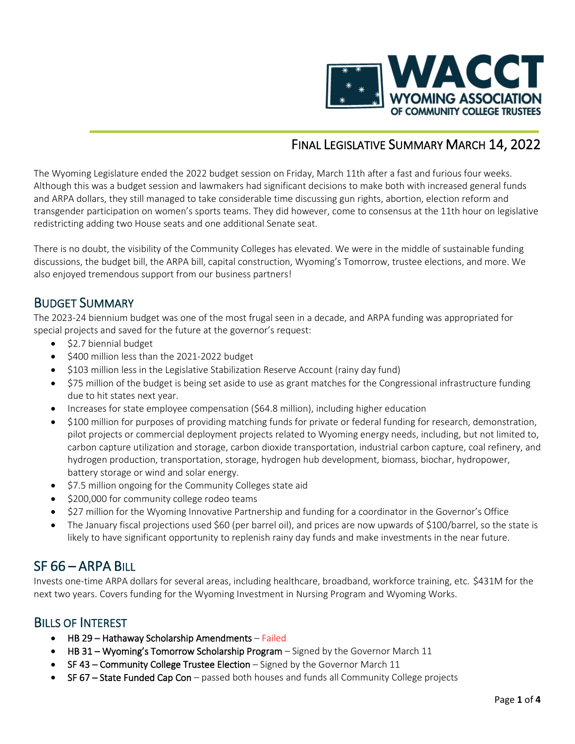WACCT
WYOMING ASSOCIATION OF COMMUNITY COLLEGE TRUSTEES

# FINAL LEGISLATIVE SUMMARY MARCH 14, 2022

The Wyoming Legislature ended the 2022 budget session on Friday, March 11th after a fast and furious four weeks. Although this was a budget session and lawmakers had significant decisions to make both with increased general funds and ARPA dollars, they still managed to take considerable time discussing gun rights, abortion, election reform and transgender participation on women's sports teams. They did however, come to consensus at the 11th hour on legislative redistricting adding two House seats and one additional Senate seat.

There is no doubt, the visibility of the Community Colleges has elevated. We were in the middle of sustainable funding discussions, the budget bill, the ARPA bill, capital construction, Wyoming's Tomorrow, trustee elections, and more. We also enjoyed tremendous support from our business partners!

## BUDGET SUMMARY

The 2023-24 biennium budget was one of the most frugal seen in a decade, and ARPA funding was appropriated for special projects and saved for the future at the governor's request:

- $2.7 biennial budget
- $400 million less than the 2021-2022 budget
- $103 million less in the Legislative Stabilization Reserve Account (rainy day fund)
- $75 million of the budget is being set aside to use as grant matches for the Congressional infrastructure funding due to hit states next year.
- Increases for state employee compensation ($64.8 million), including higher education
- $100 million for purposes of providing matching funds for private or federal funding for research, demonstration, pilot projects or commercial deployment projects related to Wyoming energy needs, including, but not limited to, carbon capture utilization and storage, carbon dioxide transportation, industrial carbon capture, coal refinery, and hydrogen production, transportation, storage, hydrogen hub development, biomass, biochar, hydropower, battery storage or wind and solar energy.
- $7.5 million ongoing for the Community Colleges state aid
- $200,000 for community college rodeo teams
- $27 million for the Wyoming Innovative Partnership and funding for a coordinator in the Governor's Office
- The January fiscal projections used $60 (per barrel oil), and prices are now upwards of $100/barrel, so the state is likely to have significant opportunity to replenish rainy day funds and make investments in the near future.

## SF 66 – ARPA BILL

Invests one-time ARPA dollars for several areas, including healthcare, broadband, workforce training, etc. $431M for the next two years. Covers funding for the Wyoming Investment in Nursing Program and Wyoming Works.

## BILLS OF INTEREST

- HB 29 – Hathaway Scholarship Amendments – Failed
- HB 31 – Wyoming's Tomorrow Scholarship Program – Signed by the Governor March 11
- SF 43 – Community College Trustee Election – Signed by the Governor March 11
- SF 67 – State Funded Cap Con – passed both houses and funds all Community College projects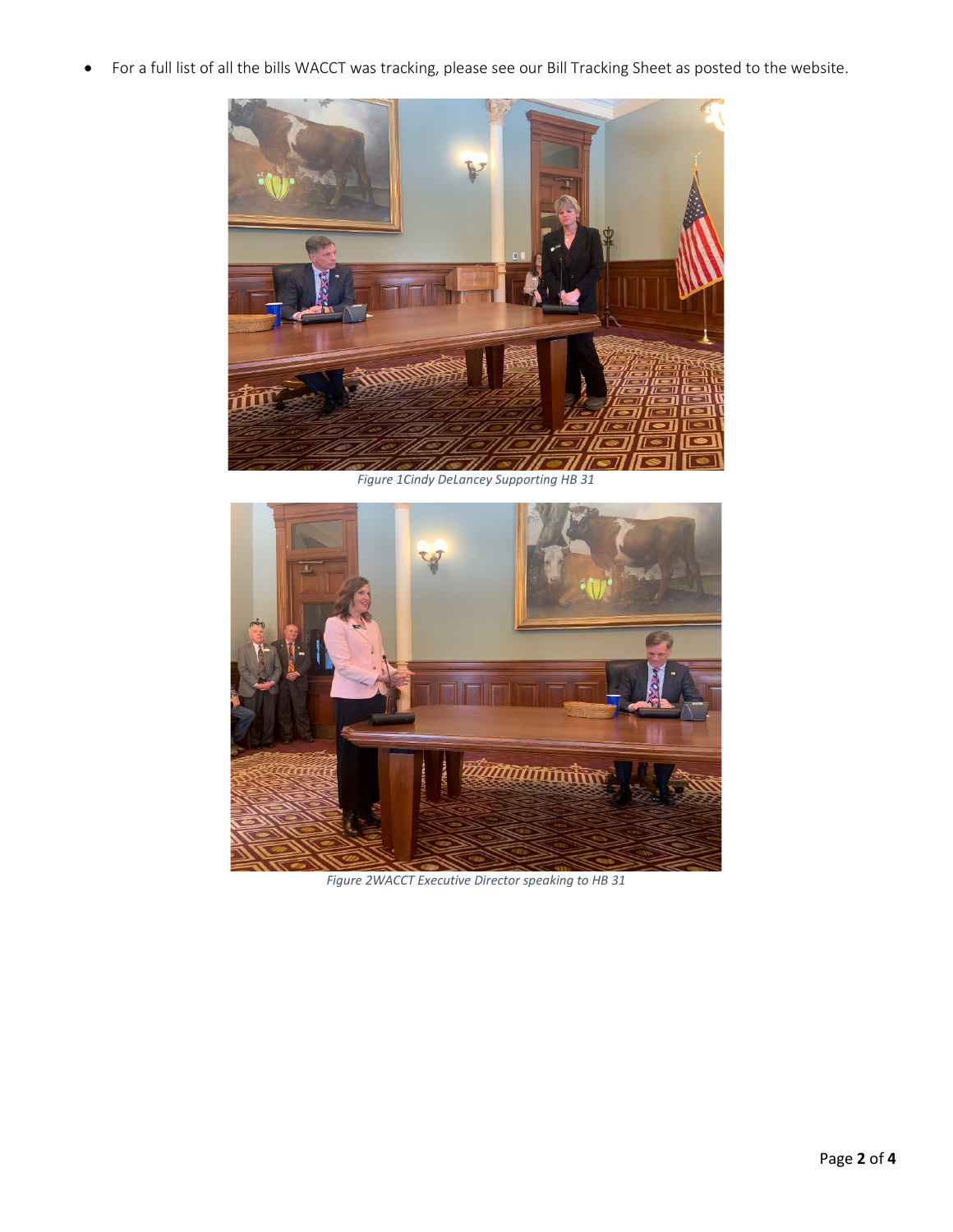- For a full list of all the bills WACCT was tracking, please see our Bill Tracking Sheet as posted to the website.

*Figure 1Cindy DeLancey Supporting HB 31*

*Figure 2WACCT Executive Director speaking to HB 31*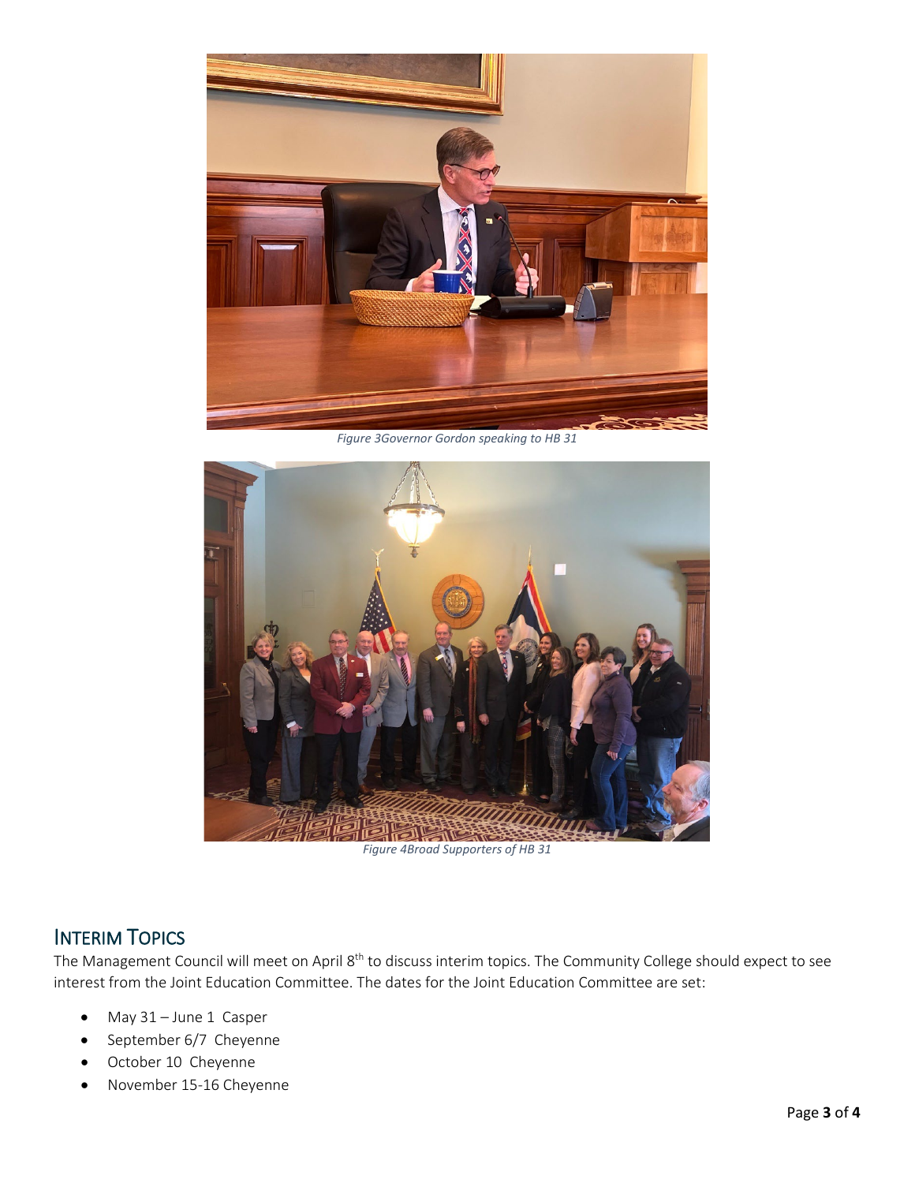*Figure 3Governor Gordon speaking to HB 31*

*Figure 4Broad Supporters of HB 31*

## Interim Topics

The Management Council will meet on April 8th to discuss interim topics. The Community College should expect to see interest from the Joint Education Committee. The dates for the Joint Education Committee are set:

- May 31 – June 1 Casper
- September 6/7 Cheyenne
- October 10 Cheyenne
- November 15-16 Cheyenne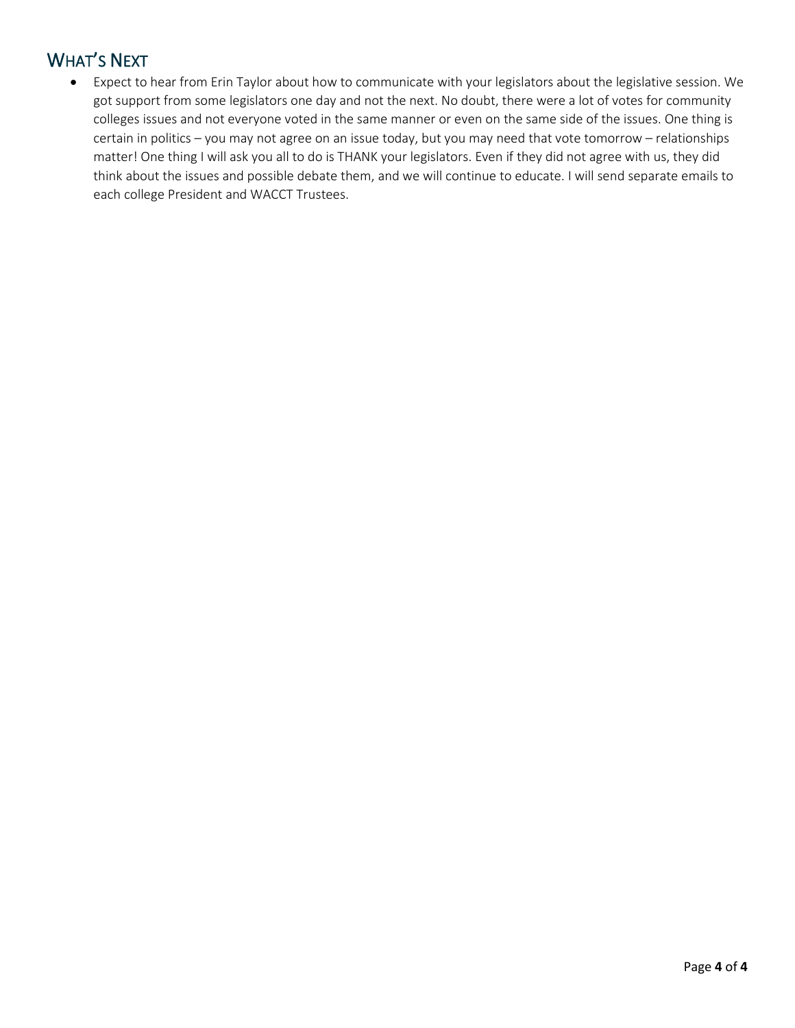## What's Next

- Expect to hear from Erin Taylor about how to communicate with your legislators about the legislative session. We got support from some legislators one day and not the next. No doubt, there were a lot of votes for community colleges issues and not everyone voted in the same manner or even on the same side of the issues. One thing is certain in politics – you may not agree on an issue today, but you may need that vote tomorrow – relationships matter! One thing I will ask you all to do is THANK your legislators. Even if they did not agree with us, they did think about the issues and possible debate them, and we will continue to educate. I will send separate emails to each college President and WACCT Trustees.